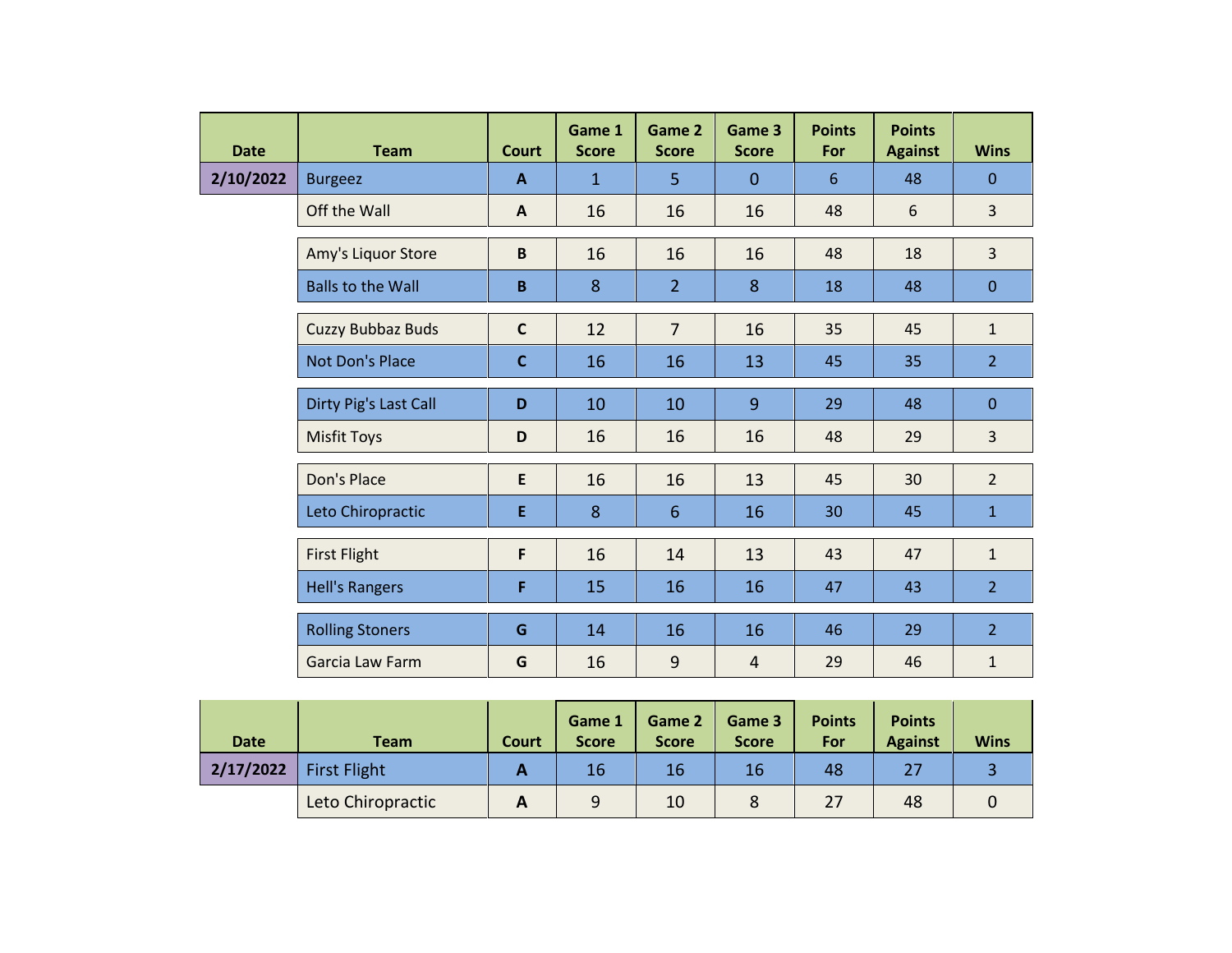| Date | Team | Court | Game 1 Score | Game 2 Score | Game 3 Score | Points For | Points Against | Wins |
|---|---|---|---|---|---|---|---|---|
| 2/10/2022 | Burgeez | A | 1 | 5 | 0 | 6 | 48 | 0 |
| | Off the Wall | A | 16 | 16 | 16 | 48 | 6 | 3 |
| | Amy's Liquor Store | B | 16 | 16 | 16 | 48 | 18 | 3 |
| | Balls to the Wall | B | 8 | 2 | 8 | 18 | 48 | 0 |
| | Cuzzy Bubbaz Buds | C | 12 | 7 | 16 | 35 | 45 | 1 |
| | Not Don's Place | C | 16 | 16 | 13 | 45 | 35 | 2 |
| | Dirty Pig's Last Call | D | 10 | 10 | 9 | 29 | 48 | 0 |
| | Misfit Toys | D | 16 | 16 | 16 | 48 | 29 | 3 |
| | Don's Place | E | 16 | 16 | 13 | 45 | 30 | 2 |
| | Leto Chiropractic | E | 8 | 6 | 16 | 30 | 45 | 1 |
| | First Flight | F | 16 | 14 | 13 | 43 | 47 | 1 |
| | Hell's Rangers | F | 15 | 16 | 16 | 47 | 43 | 2 |
| | Rolling Stoners | G | 14 | 16 | 16 | 46 | 29 | 2 |
| | Garcia Law Farm | G | 16 | 9 | 4 | 29 | 46 | 1 |

| Date | Team | Court | Game 1 Score | Game 2 Score | Game 3 Score | Points For | Points Against | Wins |
|---|---|---|---|---|---|---|---|---|
| 2/17/2022 | First Flight | A | 16 | 16 | 16 | 48 | 27 | 3 |
| | Leto Chiropractic | A | 9 | 10 | 8 | 27 | 48 | 0 |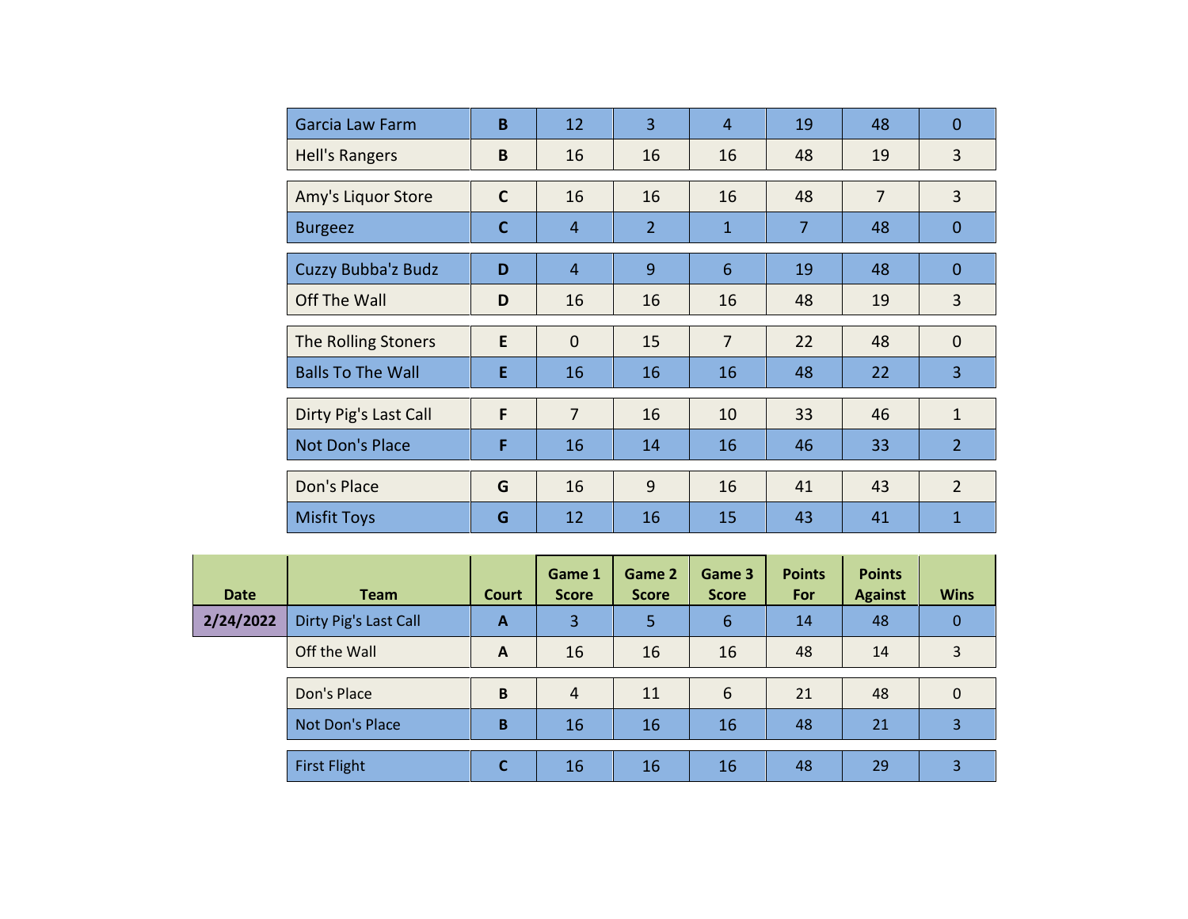| | Team | Court | Game 1 Score | Game 2 Score | Game 3 Score | Points For | Points Against | Wins |
|---|---|---|---|---|---|---|---|---|
| | Garcia Law Farm | B | 12 | 3 | 4 | 19 | 48 | 0 |
| | Hell's Rangers | B | 16 | 16 | 16 | 48 | 19 | 3 |
| | Amy's Liquor Store | C | 16 | 16 | 16 | 48 | 7 | 3 |
| | Burgeez | C | 4 | 2 | 1 | 7 | 48 | 0 |
| | Cuzzy Bubba'z Budz | D | 4 | 9 | 6 | 19 | 48 | 0 |
| | Off The Wall | D | 16 | 16 | 16 | 48 | 19 | 3 |
| | The Rolling Stoners | E | 0 | 15 | 7 | 22 | 48 | 0 |
| | Balls To The Wall | E | 16 | 16 | 16 | 48 | 22 | 3 |
| | Dirty Pig's Last Call | F | 7 | 16 | 10 | 33 | 46 | 1 |
| | Not Don's Place | F | 16 | 14 | 16 | 46 | 33 | 2 |
| | Don's Place | G | 16 | 9 | 16 | 41 | 43 | 2 |
| | Misfit Toys | G | 12 | 16 | 15 | 43 | 41 | 1 |

| Date | Team | Court | Game 1 Score | Game 2 Score | Game 3 Score | Points For | Points Against | Wins |
|---|---|---|---|---|---|---|---|---|
| 2/24/2022 | Dirty Pig's Last Call | A | 3 | 5 | 6 | 14 | 48 | 0 |
| | Off the Wall | A | 16 | 16 | 16 | 48 | 14 | 3 |
| | Don's Place | B | 4 | 11 | 6 | 21 | 48 | 0 |
| | Not Don's Place | B | 16 | 16 | 16 | 48 | 21 | 3 |
| | First Flight | C | 16 | 16 | 16 | 48 | 29 | 3 |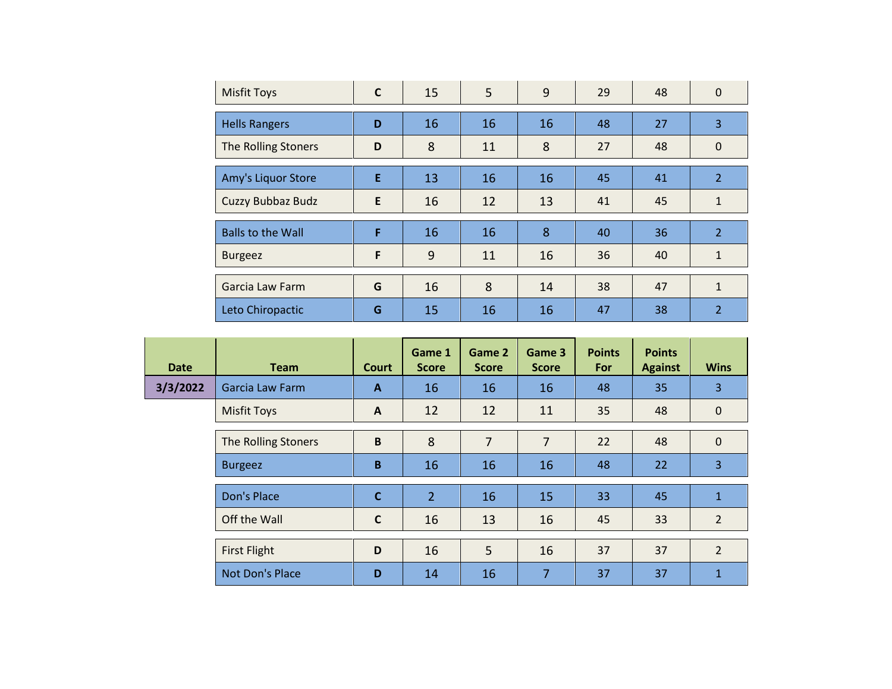| Date | Team | Court | Game 1 Score | Game 2 Score | Game 3 Score | Points For | Points Against | Wins |
|---|---|---|---|---|---|---|---|---|
| | Misfit Toys | C | 15 | 5 | 9 | 29 | 48 | 0 |
| | Hells Rangers | D | 16 | 16 | 16 | 48 | 27 | 3 |
| | The Rolling Stoners | D | 8 | 11 | 8 | 27 | 48 | 0 |
| | Amy's Liquor Store | E | 13 | 16 | 16 | 45 | 41 | 2 |
| | Cuzzy Bubbaz Budz | E | 16 | 12 | 13 | 41 | 45 | 1 |
| | Balls to the Wall | F | 16 | 16 | 8 | 40 | 36 | 2 |
| | Burgeez | F | 9 | 11 | 16 | 36 | 40 | 1 |
| | Garcia Law Farm | G | 16 | 8 | 14 | 38 | 47 | 1 |
| | Leto Chiropactic | G | 15 | 16 | 16 | 47 | 38 | 2 |

| Date | Team | Court | Game 1 Score | Game 2 Score | Game 3 Score | Points For | Points Against | Wins |
|---|---|---|---|---|---|---|---|---|
| 3/3/2022 | Garcia Law Farm | A | 16 | 16 | 16 | 48 | 35 | 3 |
| | Misfit Toys | A | 12 | 12 | 11 | 35 | 48 | 0 |
| | The Rolling Stoners | B | 8 | 7 | 7 | 22 | 48 | 0 |
| | Burgeez | B | 16 | 16 | 16 | 48 | 22 | 3 |
| | Don's Place | C | 2 | 16 | 15 | 33 | 45 | 1 |
| | Off the Wall | C | 16 | 13 | 16 | 45 | 33 | 2 |
| | First Flight | D | 16 | 5 | 16 | 37 | 37 | 2 |
| | Not Don's Place | D | 14 | 16 | 7 | 37 | 37 | 1 |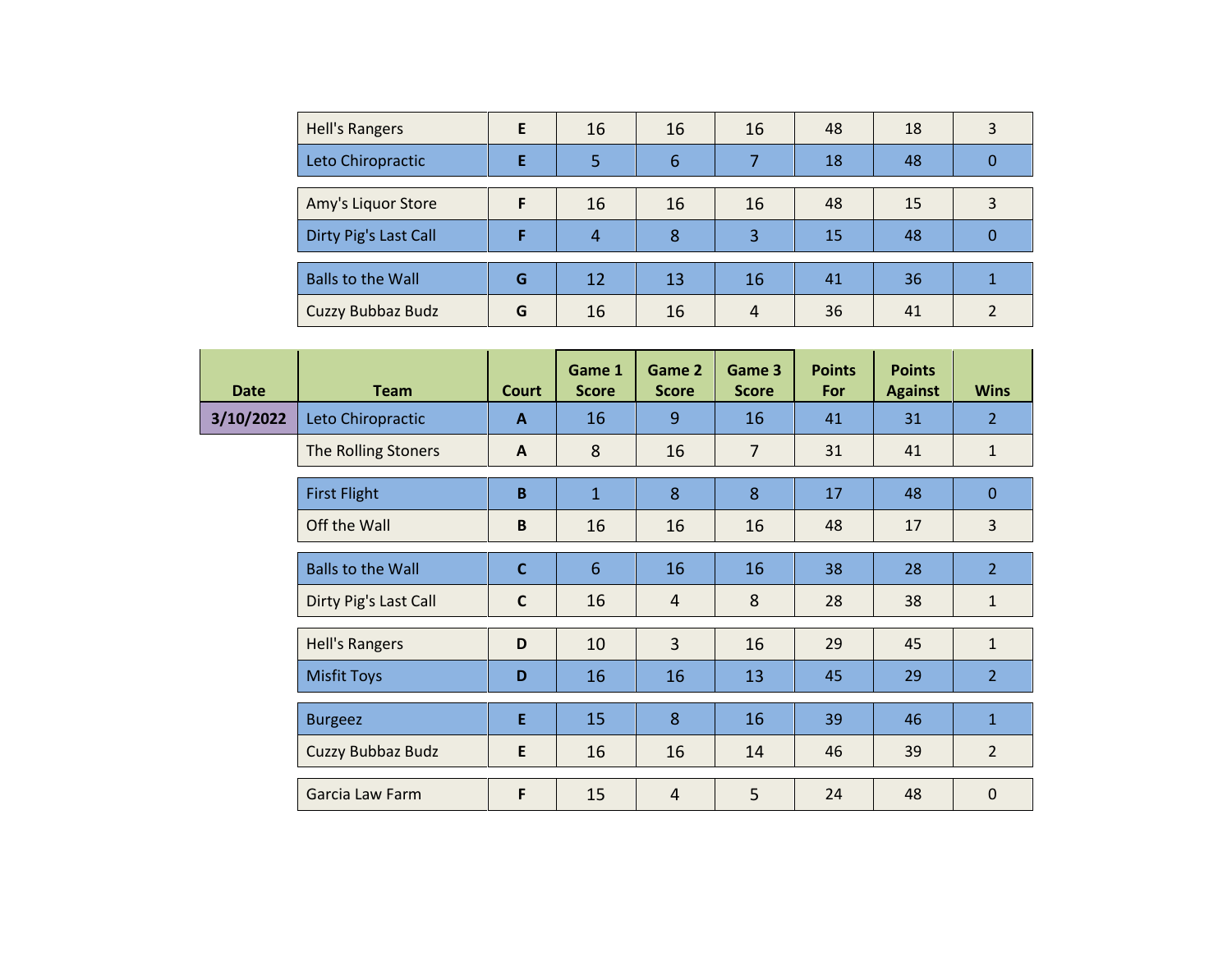| | | | | | | | | |
|---|---|---|---|---|---|---|---|---|
| | Hell's Rangers | E | 16 | 16 | 16 | 48 | 18 | 3 |
| | Leto Chiropractic | E | 5 | 6 | 7 | 18 | 48 | 0 |
| | Amy's Liquor Store | F | 16 | 16 | 16 | 48 | 15 | 3 |
| | Dirty Pig's Last Call | F | 4 | 8 | 3 | 15 | 48 | 0 |
| | Balls to the Wall | G | 12 | 13 | 16 | 41 | 36 | 1 |
| | Cuzzy Bubbaz Budz | G | 16 | 16 | 4 | 36 | 41 | 2 |

| Date | Team | Court | Game 1 Score | Game 2 Score | Game 3 Score | Points For | Points Against | Wins |
|---|---|---|---|---|---|---|---|---|
| 3/10/2022 | Leto Chiropractic | A | 16 | 9 | 16 | 41 | 31 | 2 |
| | The Rolling Stoners | A | 8 | 16 | 7 | 31 | 41 | 1 |
| | First Flight | B | 1 | 8 | 8 | 17 | 48 | 0 |
| | Off the Wall | B | 16 | 16 | 16 | 48 | 17 | 3 |
| | Balls to the Wall | C | 6 | 16 | 16 | 38 | 28 | 2 |
| | Dirty Pig's Last Call | C | 16 | 4 | 8 | 28 | 38 | 1 |
| | Hell's Rangers | D | 10 | 3 | 16 | 29 | 45 | 1 |
| | Misfit Toys | D | 16 | 16 | 13 | 45 | 29 | 2 |
| | Burgeez | E | 15 | 8 | 16 | 39 | 46 | 1 |
| | Cuzzy Bubbaz Budz | E | 16 | 16 | 14 | 46 | 39 | 2 |
| | Garcia Law Farm | F | 15 | 4 | 5 | 24 | 48 | 0 |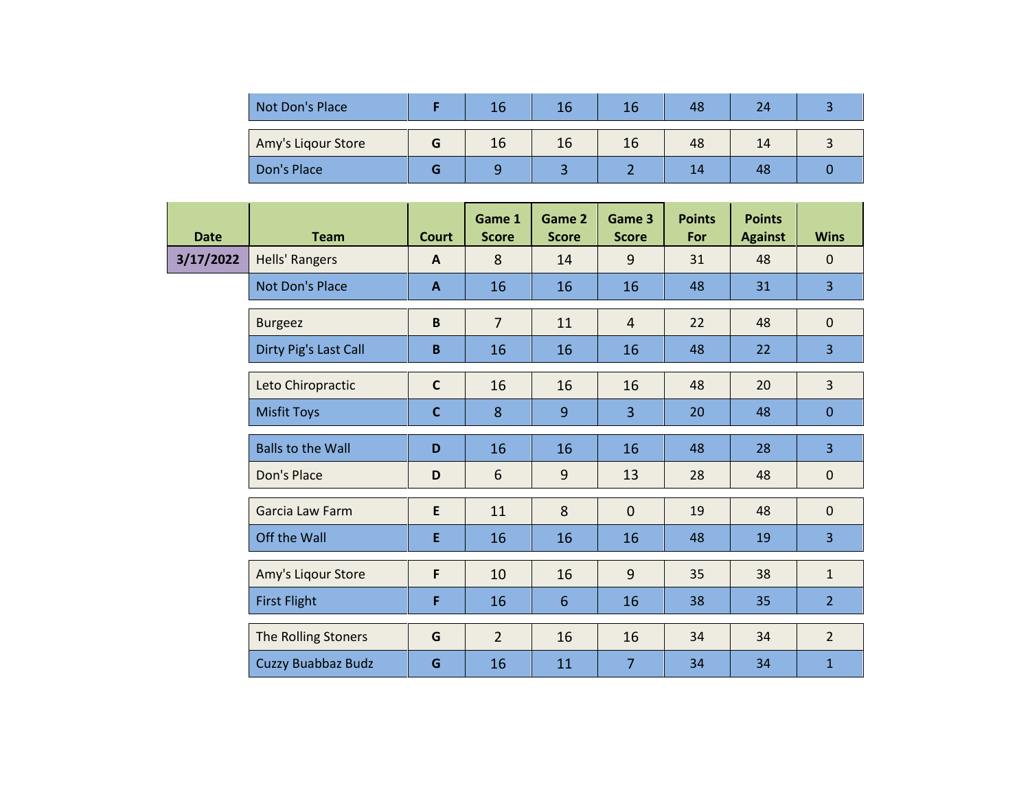| Team | Court | Game 1 Score | Game 2 Score | Game 3 Score | Points For | Points Against | Wins |
|---|---|---|---|---|---|---|---|
| Not Don's Place | F | 16 | 16 | 16 | 48 | 24 | 3 |
| Amy's Liqour Store | G | 16 | 16 | 16 | 48 | 14 | 3 |
| Don's Place | G | 9 | 3 | 2 | 14 | 48 | 0 |

| Date | Team | Court | Game 1 Score | Game 2 Score | Game 3 Score | Points For | Points Against | Wins |
|---|---|---|---|---|---|---|---|---|
| 3/17/2022 | Hells' Rangers | A | 8 | 14 | 9 | 31 | 48 | 0 |
| | Not Don's Place | A | 16 | 16 | 16 | 48 | 31 | 3 |
| | Burgeez | B | 7 | 11 | 4 | 22 | 48 | 0 |
| | Dirty Pig's Last Call | B | 16 | 16 | 16 | 48 | 22 | 3 |
| | Leto Chiropractic | C | 16 | 16 | 16 | 48 | 20 | 3 |
| | Misfit Toys | C | 8 | 9 | 3 | 20 | 48 | 0 |
| | Balls to the Wall | D | 16 | 16 | 16 | 48 | 28 | 3 |
| | Don's Place | D | 6 | 9 | 13 | 28 | 48 | 0 |
| | Garcia Law Farm | E | 11 | 8 | 0 | 19 | 48 | 0 |
| | Off the Wall | E | 16 | 16 | 16 | 48 | 19 | 3 |
| | Amy's Liqour Store | F | 10 | 16 | 9 | 35 | 38 | 1 |
| | First Flight | F | 16 | 6 | 16 | 38 | 35 | 2 |
| | The Rolling Stoners | G | 2 | 16 | 16 | 34 | 34 | 2 |
| | Cuzzy Buabbaz Budz | G | 16 | 11 | 7 | 34 | 34 | 1 |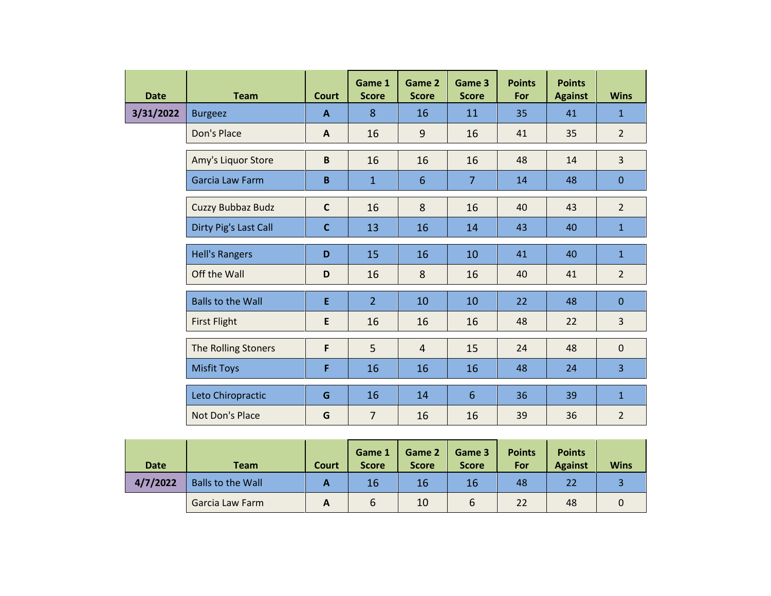| Date | Team | Court | Game 1 Score | Game 2 Score | Game 3 Score | Points For | Points Against | Wins |
|---|---|---|---|---|---|---|---|---|
| 3/31/2022 | Burgeez | A | 8 | 16 | 11 | 35 | 41 | 1 |
| | Don's Place | A | 16 | 9 | 16 | 41 | 35 | 2 |
| | Amy's Liquor Store | B | 16 | 16 | 16 | 48 | 14 | 3 |
| | Garcia Law Farm | B | 1 | 6 | 7 | 14 | 48 | 0 |
| | Cuzzy Bubbaz Budz | C | 16 | 8 | 16 | 40 | 43 | 2 |
| | Dirty Pig's Last Call | C | 13 | 16 | 14 | 43 | 40 | 1 |
| | Hell's Rangers | D | 15 | 16 | 10 | 41 | 40 | 1 |
| | Off the Wall | D | 16 | 8 | 16 | 40 | 41 | 2 |
| | Balls to the Wall | E | 2 | 10 | 10 | 22 | 48 | 0 |
| | First Flight | E | 16 | 16 | 16 | 48 | 22 | 3 |
| | The Rolling Stoners | F | 5 | 4 | 15 | 24 | 48 | 0 |
| | Misfit Toys | F | 16 | 16 | 16 | 48 | 24 | 3 |
| | Leto Chiropractic | G | 16 | 14 | 6 | 36 | 39 | 1 |
| | Not Don's Place | G | 7 | 16 | 16 | 39 | 36 | 2 |

| Date | Team | Court | Game 1 Score | Game 2 Score | Game 3 Score | Points For | Points Against | Wins |
|---|---|---|---|---|---|---|---|---|
| 4/7/2022 | Balls to the Wall | A | 16 | 16 | 16 | 48 | 22 | 3 |
| | Garcia Law Farm | A | 6 | 10 | 6 | 22 | 48 | 0 |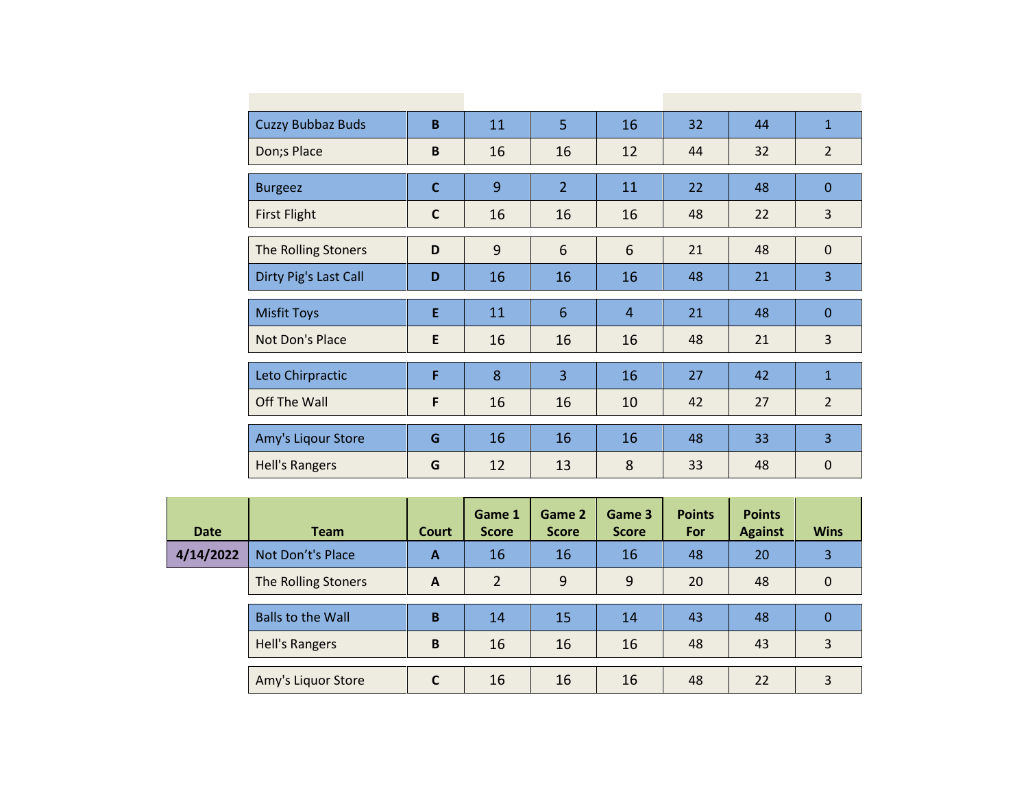| | Team | Court | Game 1 Score | Game 2 Score | Game 3 Score | Points For | Points Against | Wins |
|---|---|---|---|---|---|---|---|---|
| | Cuzzy Bubbaz Buds | B | 11 | 5 | 16 | 32 | 44 | 1 |
| | Don;s Place | B | 16 | 16 | 12 | 44 | 32 | 2 |
| | Burgeez | C | 9 | 2 | 11 | 22 | 48 | 0 |
| | First Flight | C | 16 | 16 | 16 | 48 | 22 | 3 |
| | The Rolling Stoners | D | 9 | 6 | 6 | 21 | 48 | 0 |
| | Dirty Pig's Last Call | D | 16 | 16 | 16 | 48 | 21 | 3 |
| | Misfit Toys | E | 11 | 6 | 4 | 21 | 48 | 0 |
| | Not Don's Place | E | 16 | 16 | 16 | 48 | 21 | 3 |
| | Leto Chirpractic | F | 8 | 3 | 16 | 27 | 42 | 1 |
| | Off The Wall | F | 16 | 16 | 10 | 42 | 27 | 2 |
| | Amy's Liqour Store | G | 16 | 16 | 16 | 48 | 33 | 3 |
| | Hell's Rangers | G | 12 | 13 | 8 | 33 | 48 | 0 |

| Date | Team | Court | Game 1 Score | Game 2 Score | Game 3 Score | Points For | Points Against | Wins |
|---|---|---|---|---|---|---|---|---|
| 4/14/2022 | Not Don't's Place | A | 16 | 16 | 16 | 48 | 20 | 3 |
| | The Rolling Stoners | A | 2 | 9 | 9 | 20 | 48 | 0 |
| | Balls to the Wall | B | 14 | 15 | 14 | 43 | 48 | 0 |
| | Hell's Rangers | B | 16 | 16 | 16 | 48 | 43 | 3 |
| | Amy's Liquor Store | C | 16 | 16 | 16 | 48 | 22 | 3 |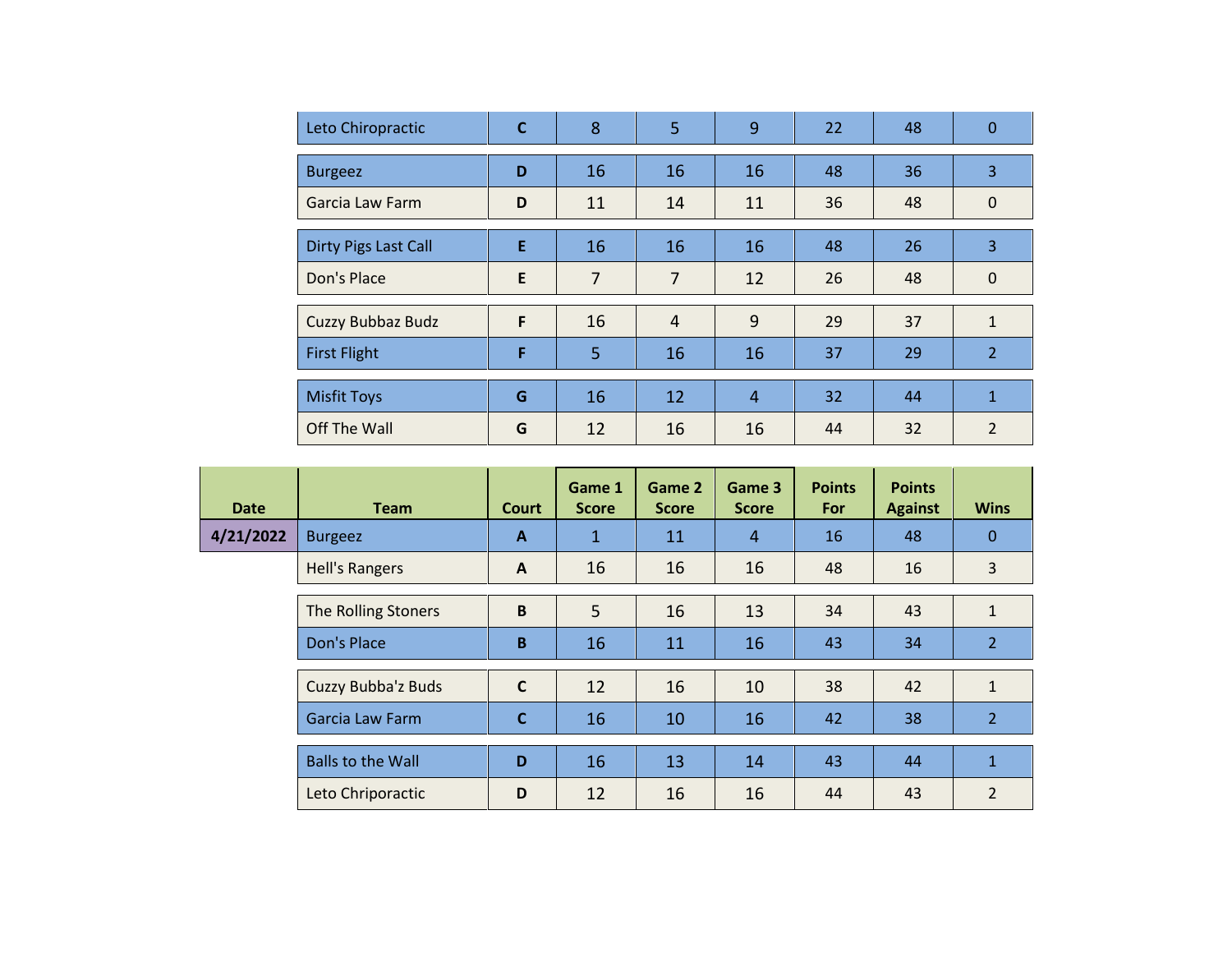| Leto Chiropractic | C | 8 | 5 | 9 | 22 | 48 | 0 |
|---|---|---|---|---|---|---|---|
| Burgeez | D | 16 | 16 | 16 | 48 | 36 | 3 |
| Garcia Law Farm | D | 11 | 14 | 11 | 36 | 48 | 0 |
| Dirty Pigs Last Call | E | 16 | 16 | 16 | 48 | 26 | 3 |
| Don's Place | E | 7 | 7 | 12 | 26 | 48 | 0 |
| Cuzzy Bubbaz Budz | F | 16 | 4 | 9 | 29 | 37 | 1 |
| First Flight | F | 5 | 16 | 16 | 37 | 29 | 2 |
| Misfit Toys | G | 16 | 12 | 4 | 32 | 44 | 1 |
| Off The Wall | G | 12 | 16 | 16 | 44 | 32 | 2 |

| Date | Team | Court | Game 1 Score | Game 2 Score | Game 3 Score | Points For | Points Against | Wins |
|---|---|---|---|---|---|---|---|---|
| 4/21/2022 | Burgeez | A | 1 | 11 | 4 | 16 | 48 | 0 |
| | Hell's Rangers | A | 16 | 16 | 16 | 48 | 16 | 3 |
| | The Rolling Stoners | B | 5 | 16 | 13 | 34 | 43 | 1 |
| | Don's Place | B | 16 | 11 | 16 | 43 | 34 | 2 |
| | Cuzzy Bubba'z Buds | C | 12 | 16 | 10 | 38 | 42 | 1 |
| | Garcia Law Farm | C | 16 | 10 | 16 | 42 | 38 | 2 |
| | Balls to the Wall | D | 16 | 13 | 14 | 43 | 44 | 1 |
| | Leto Chriporactic | D | 12 | 16 | 16 | 44 | 43 | 2 |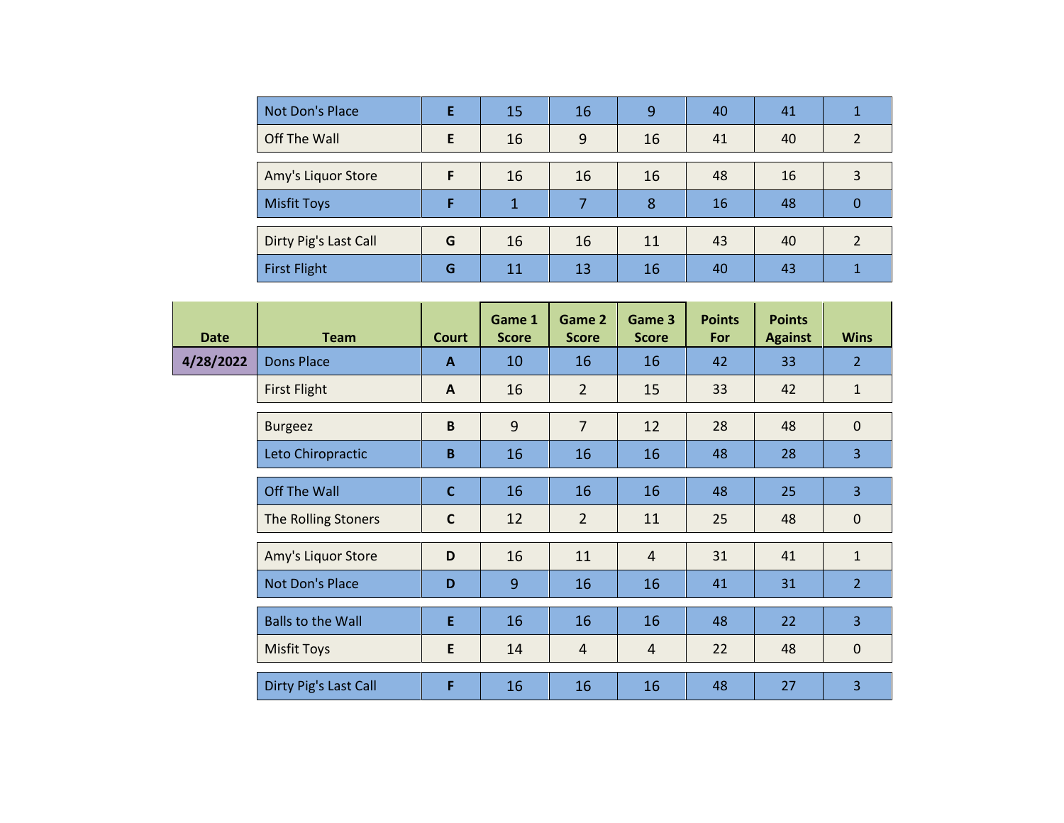| | Team | Court | Game 1 Score | Game 2 Score | Game 3 Score | Points For | Points Against | Wins |
|---|---|---|---|---|---|---|---|---|
| | Not Don's Place | E | 15 | 16 | 9 | 40 | 41 | 1 |
| | Off The Wall | E | 16 | 9 | 16 | 41 | 40 | 2 |
| | Amy's Liquor Store | F | 16 | 16 | 16 | 48 | 16 | 3 |
| | Misfit Toys | F | 1 | 7 | 8 | 16 | 48 | 0 |
| | Dirty Pig's Last Call | G | 16 | 16 | 11 | 43 | 40 | 2 |
| | First Flight | G | 11 | 13 | 16 | 40 | 43 | 1 |

| Date | Team | Court | Game 1 Score | Game 2 Score | Game 3 Score | Points For | Points Against | Wins |
|---|---|---|---|---|---|---|---|---|
| 4/28/2022 | Dons Place | A | 10 | 16 | 16 | 42 | 33 | 2 |
| | First Flight | A | 16 | 2 | 15 | 33 | 42 | 1 |
| | Burgeez | B | 9 | 7 | 12 | 28 | 48 | 0 |
| | Leto Chiropractic | B | 16 | 16 | 16 | 48 | 28 | 3 |
| | Off The Wall | C | 16 | 16 | 16 | 48 | 25 | 3 |
| | The Rolling Stoners | C | 12 | 2 | 11 | 25 | 48 | 0 |
| | Amy's Liquor Store | D | 16 | 11 | 4 | 31 | 41 | 1 |
| | Not Don's Place | D | 9 | 16 | 16 | 41 | 31 | 2 |
| | Balls to the Wall | E | 16 | 16 | 16 | 48 | 22 | 3 |
| | Misfit Toys | E | 14 | 4 | 4 | 22 | 48 | 0 |
| | Dirty Pig's Last Call | F | 16 | 16 | 16 | 48 | 27 | 3 |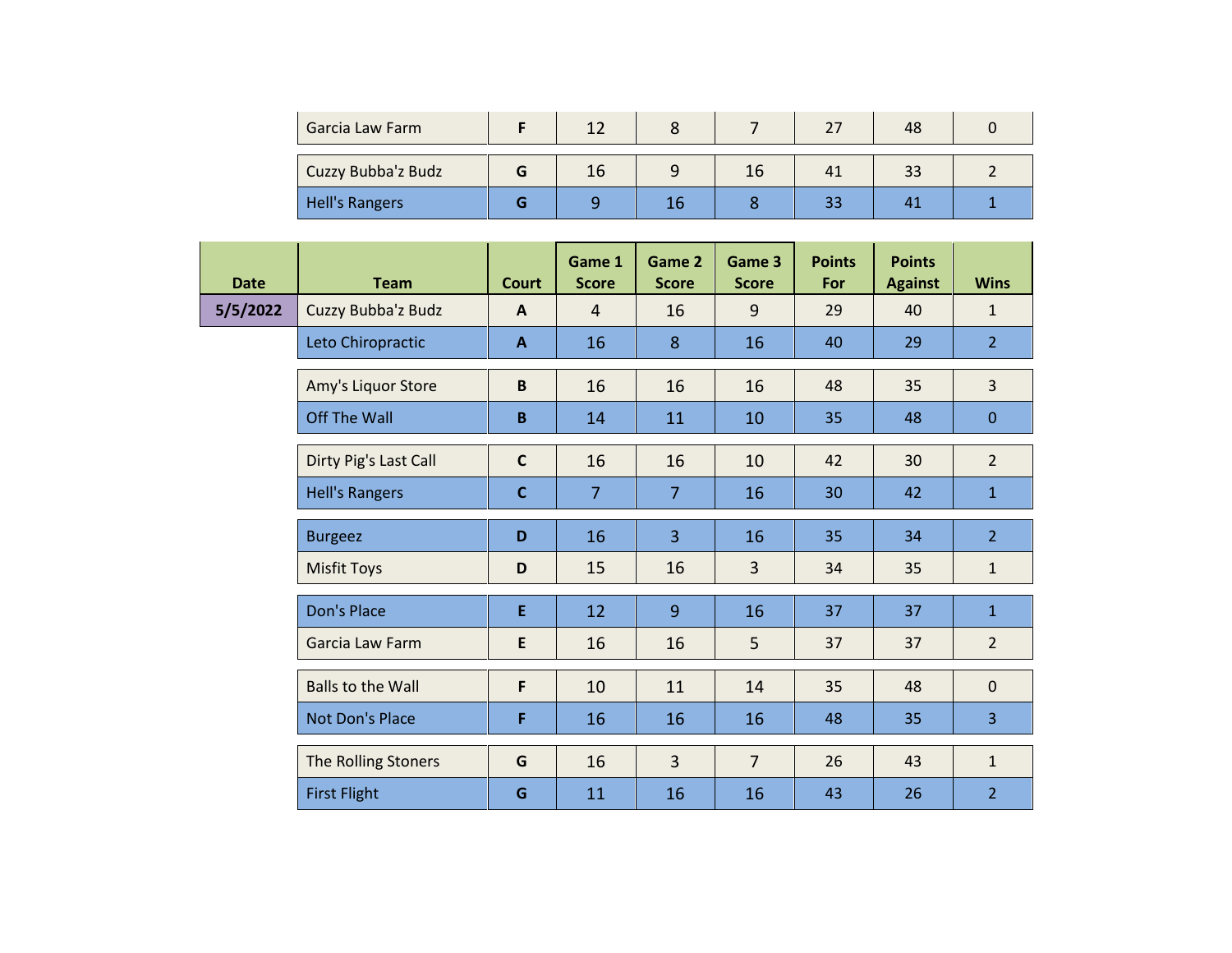| | | | | | | | | |
|---|---|---|---|---|---|---|---|---|
| | Garcia Law Farm | F | 12 | 8 | 7 | 27 | 48 | 0 |
| | Cuzzy Bubba'z Budz | G | 16 | 9 | 16 | 41 | 33 | 2 |
| | Hell's Rangers | G | 9 | 16 | 8 | 33 | 41 | 1 |

| Date | Team | Court | Game 1 Score | Game 2 Score | Game 3 Score | Points For | Points Against | Wins |
|---|---|---|---|---|---|---|---|---|
| **5/5/2022** | Cuzzy Bubba'z Budz | A | 4 | 16 | 9 | 29 | 40 | 1 |
| | Leto Chiropractic | A | 16 | 8 | 16 | 40 | 29 | 2 |
| | Amy's Liquor Store | B | 16 | 16 | 16 | 48 | 35 | 3 |
| | Off The Wall | B | 14 | 11 | 10 | 35 | 48 | 0 |
| | Dirty Pig's Last Call | C | 16 | 16 | 10 | 42 | 30 | 2 |
| | Hell's Rangers | C | 7 | 7 | 16 | 30 | 42 | 1 |
| | Burgeez | D | 16 | 3 | 16 | 35 | 34 | 2 |
| | Misfit Toys | D | 15 | 16 | 3 | 34 | 35 | 1 |
| | Don's Place | E | 12 | 9 | 16 | 37 | 37 | 1 |
| | Garcia Law Farm | E | 16 | 16 | 5 | 37 | 37 | 2 |
| | Balls to the Wall | F | 10 | 11 | 14 | 35 | 48 | 0 |
| | Not Don's Place | F | 16 | 16 | 16 | 48 | 35 | 3 |
| | The Rolling Stoners | G | 16 | 3 | 7 | 26 | 43 | 1 |
| | First Flight | G | 11 | 16 | 16 | 43 | 26 | 2 |